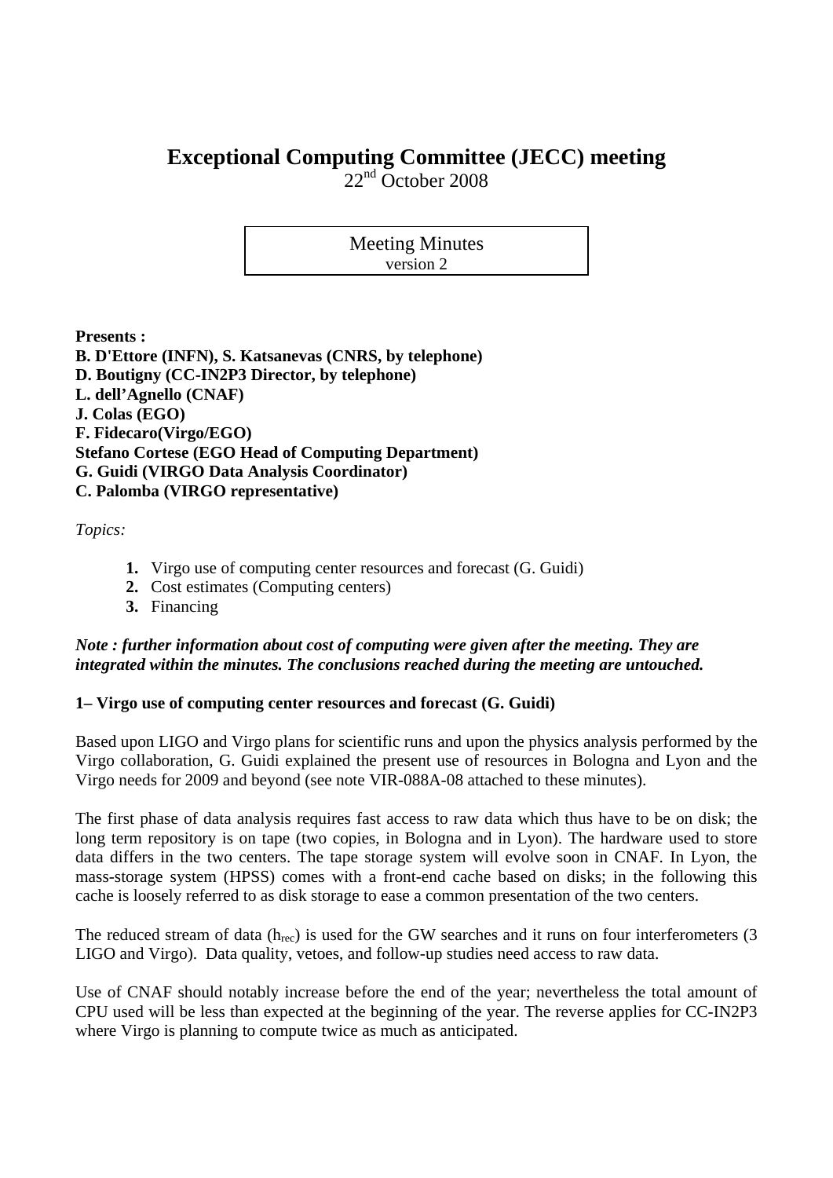# Exceptional Computing Committee (JECC) meeting

22nd October 2008

Meeting Minutes
version 2

**Presents :**
**B. D'Ettore (INFN), S. Katsanevas (CNRS, by telephone)**
**D. Boutigny (CC-IN2P3 Director, by telephone)**
**L. dell'Agnello (CNAF)**
**J. Colas (EGO)**
**F. Fidecaro(Virgo/EGO)**
**Stefano Cortese (EGO Head of Computing Department)**
**G. Guidi (VIRGO Data Analysis Coordinator)**
**C. Palomba (VIRGO representative)**

*Topics:*

1. Virgo use of computing center resources and forecast (G. Guidi)
2. Cost estimates (Computing centers)
3. Financing

***Note : further information about cost of computing were given after the meeting. They are integrated within the minutes. The conclusions reached during the meeting are untouched.***

**1– Virgo use of computing center resources and forecast (G. Guidi)**

Based upon LIGO and Virgo plans for scientific runs and upon the physics analysis performed by the Virgo collaboration, G. Guidi explained the present use of resources in Bologna and Lyon and the Virgo needs for 2009 and beyond (see note VIR-088A-08 attached to these minutes).

The first phase of data analysis requires fast access to raw data which thus have to be on disk; the long term repository is on tape (two copies, in Bologna and in Lyon). The hardware used to store data differs in the two centers. The tape storage system will evolve soon in CNAF. In Lyon, the mass-storage system (HPSS) comes with a front-end cache based on disks; in the following this cache is loosely referred to as disk storage to ease a common presentation of the two centers.

The reduced stream of data ($h_{rec}$) is used for the GW searches and it runs on four interferometers (3 LIGO and Virgo). Data quality, vetoes, and follow-up studies need access to raw data.

Use of CNAF should notably increase before the end of the year; nevertheless the total amount of CPU used will be less than expected at the beginning of the year. The reverse applies for CC-IN2P3 where Virgo is planning to compute twice as much as anticipated.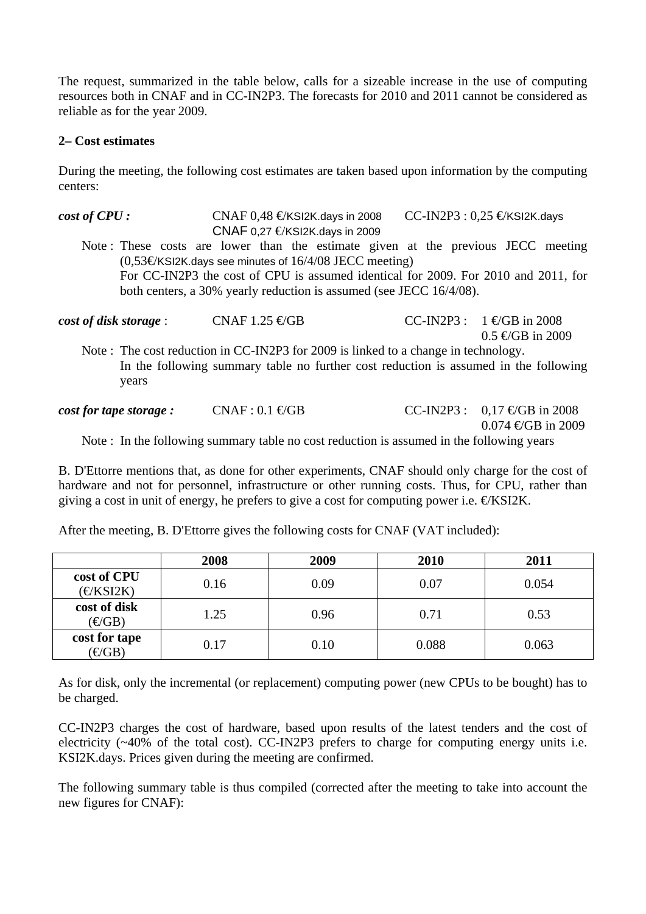The request, summarized in the table below, calls for a sizeable increase in the use of computing resources both in CNAF and in CC-IN2P3. The forecasts for 2010 and 2011 cannot be considered as reliable as for the year 2009.

**2– Cost estimates**

During the meeting, the following cost estimates are taken based upon information by the computing centers:

***cost of CPU :*** CNAF 0,48 €/KSI2K.days in 2008 CC-IN2P3 : 0,25 €/KSI2K.days
CNAF 0,27 €/KSI2K.days in 2009

Note : These costs are lower than the estimate given at the previous JECC meeting (0,53€/KSI2K.days see minutes of 16/4/08 JECC meeting)
For CC-IN2P3 the cost of CPU is assumed identical for 2009. For 2010 and 2011, for both centers, a 30% yearly reduction is assumed (see JECC 16/4/08).

***cost of disk storage*** : CNAF 1.25 €/GB CC-IN2P3 : 1 €/GB in 2008
0.5 €/GB in 2009

Note : The cost reduction in CC-IN2P3 for 2009 is linked to a change in technology.
In the following summary table no further cost reduction is assumed in the following years

***cost for tape storage :*** CNAF : 0.1 €/GB CC-IN2P3 : 0,17 €/GB in 2008
0.074 €/GB in 2009

Note : In the following summary table no cost reduction is assumed in the following years

B. D'Ettorre mentions that, as done for other experiments, CNAF should only charge for the cost of hardware and not for personnel, infrastructure or other running costs. Thus, for CPU, rather than giving a cost in unit of energy, he prefers to give a cost for computing power i.e. €/KSI2K.

After the meeting, B. D'Ettorre gives the following costs for CNAF (VAT included):

| | 2008 | 2009 | 2010 | 2011 |
|---|---|---|---|---|
| **cost of CPU** (€/KSI2K) | 0.16 | 0.09 | 0.07 | 0.054 |
| **cost of disk** (€/GB) | 1.25 | 0.96 | 0.71 | 0.53 |
| **cost for tape** (€/GB) | 0.17 | 0.10 | 0.088 | 0.063 |

As for disk, only the incremental (or replacement) computing power (new CPUs to be bought) has to be charged.

CC-IN2P3 charges the cost of hardware, based upon results of the latest tenders and the cost of electricity (~40% of the total cost). CC-IN2P3 prefers to charge for computing energy units i.e. KSI2K.days. Prices given during the meeting are confirmed.

The following summary table is thus compiled (corrected after the meeting to take into account the new figures for CNAF):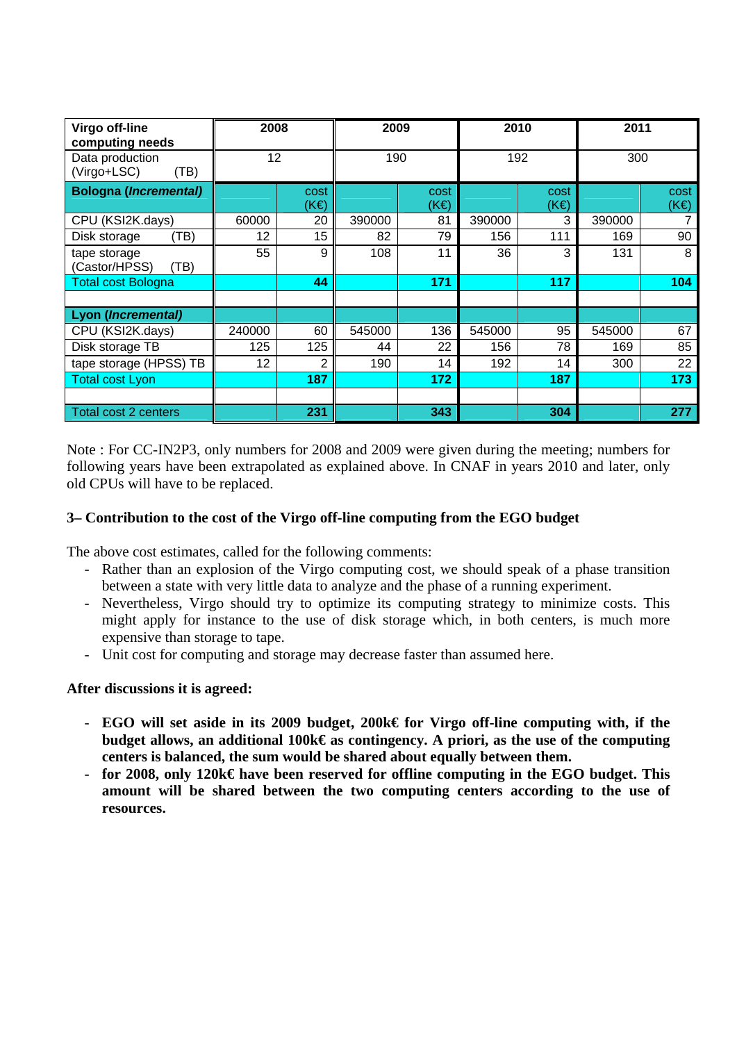| **Virgo off-line computing needs** | **2008** | | **2009** | | **2010** | | **2011** | |
|---|---|---|---|---|---|---|---|---|
| Data production (Virgo+LSC) (TB) | 12 | | 190 | | 192 | | 300 | |
| **Bologna (*Incremental*)** | | cost (K€) | | cost (K€) | | cost (K€) | | cost (K€) |
| CPU (KSI2K.days) | 60000 | 20 | 390000 | 81 | 390000 | 3 | 390000 | 7 |
| Disk storage (TB) | 12 | 15 | 82 | 79 | 156 | 111 | 169 | 90 |
| tape storage (Castor/HPSS) (TB) | 55 | 9 | 108 | 11 | 36 | 3 | 131 | 8 |
| Total cost Bologna | | **44** | | **171** | | **117** | | **104** |
| | | | | | | | | |
| **Lyon (*Incremental*)** | | | | | | | | |
| CPU (KSI2K.days) | 240000 | 60 | 545000 | 136 | 545000 | 95 | 545000 | 67 |
| Disk storage TB | 125 | 125 | 44 | 22 | 156 | 78 | 169 | 85 |
| tape storage (HPSS) TB | 12 | 2 | 190 | 14 | 192 | 14 | 300 | 22 |
| Total cost Lyon | | **187** | | **172** | | **187** | | **173** |
| | | | | | | | | |
| Total cost 2 centers | | **231** | | **343** | | **304** | | **277** |

Note : For CC-IN2P3, only numbers for 2008 and 2009 were given during the meeting; numbers for following years have been extrapolated as explained above. In CNAF in years 2010 and later, only old CPUs will have to be replaced.

**3– Contribution to the cost of the Virgo off-line computing from the EGO budget**

The above cost estimates, called for the following comments:

- Rather than an explosion of the Virgo computing cost, we should speak of a phase transition between a state with very little data to analyze and the phase of a running experiment.
- Nevertheless, Virgo should try to optimize its computing strategy to minimize costs. This might apply for instance to the use of disk storage which, in both centers, is much more expensive than storage to tape.
- Unit cost for computing and storage may decrease faster than assumed here.

**After discussions it is agreed:**

- **EGO will set aside in its 2009 budget, 200k€ for Virgo off-line computing with, if the budget allows, an additional 100k€ as contingency. A priori, as the use of the computing centers is balanced, the sum would be shared about equally between them.**
- **for 2008, only 120k€ have been reserved for offline computing in the EGO budget. This amount will be shared between the two computing centers according to the use of resources.**